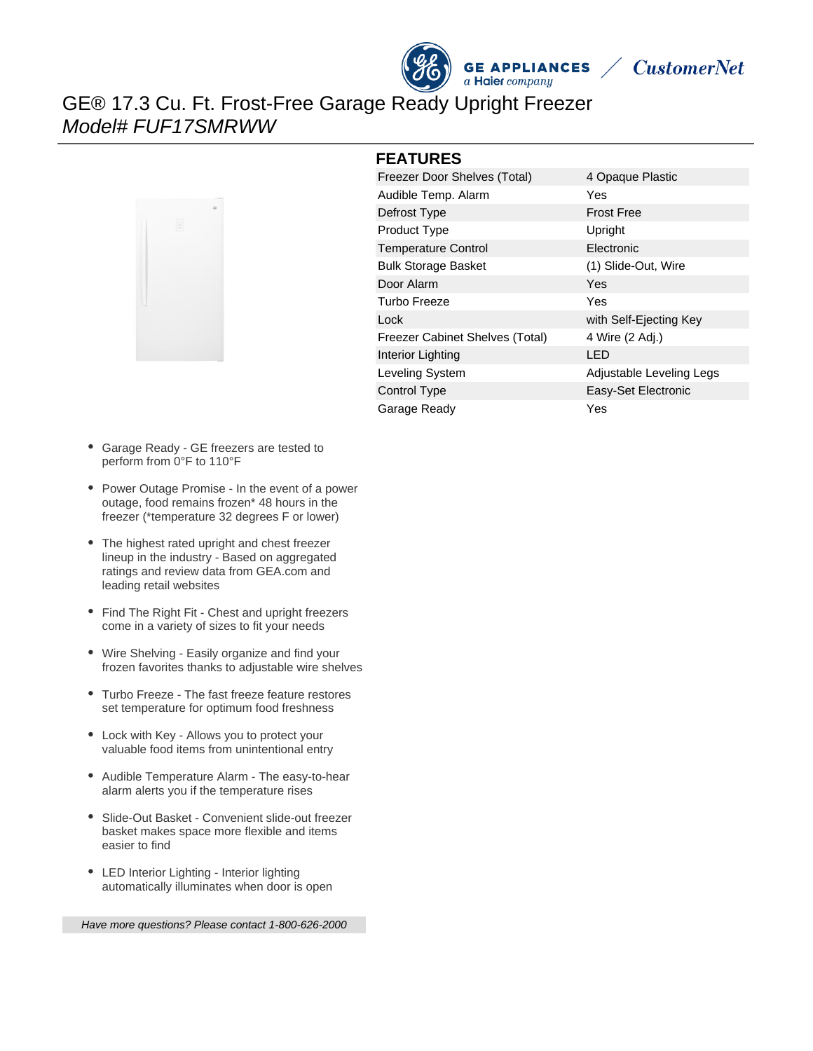GE APPLIANCES a Haier company / CustomerNet

# GE® 17.3 Cu. Ft. Frost-Free Garage Ready Upright Freezer

*Model# FUF17SMRWW*

## FEATURES

| Feature | Value |
| --- | --- |
| Freezer Door Shelves (Total) | 4 Opaque Plastic |
| Audible Temp. Alarm | Yes |
| Defrost Type | Frost Free |
| Product Type | Upright |
| Temperature Control | Electronic |
| Bulk Storage Basket | (1) Slide-Out, Wire |
| Door Alarm | Yes |
| Turbo Freeze | Yes |
| Lock | with Self-Ejecting Key |
| Freezer Cabinet Shelves (Total) | 4 Wire (2 Adj.) |
| Interior Lighting | LED |
| Leveling System | Adjustable Leveling Legs |
| Control Type | Easy-Set Electronic |
| Garage Ready | Yes |

- Garage Ready - GE freezers are tested to perform from 0°F to 110°F
- Power Outage Promise - In the event of a power outage, food remains frozen* 48 hours in the freezer (*temperature 32 degrees F or lower)
- The highest rated upright and chest freezer lineup in the industry - Based on aggregated ratings and review data from GEA.com and leading retail websites
- Find The Right Fit - Chest and upright freezers come in a variety of sizes to fit your needs
- Wire Shelving - Easily organize and find your frozen favorites thanks to adjustable wire shelves
- Turbo Freeze - The fast freeze feature restores set temperature for optimum food freshness
- Lock with Key - Allows you to protect your valuable food items from unintentional entry
- Audible Temperature Alarm - The easy-to-hear alarm alerts you if the temperature rises
- Slide-Out Basket - Convenient slide-out freezer basket makes space more flexible and items easier to find
- LED Interior Lighting - Interior lighting automatically illuminates when door is open

*Have more questions? Please contact 1-800-626-2000*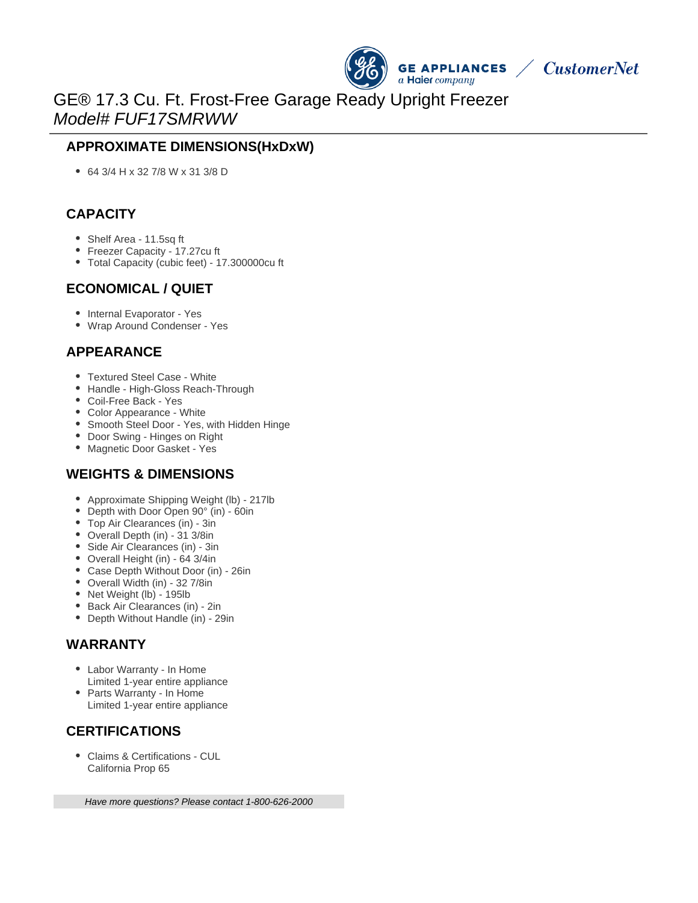# GE® 17.3 Cu. Ft. Frost-Free Garage Ready Upright Freezer

*Model# FUF17SMRWW*

## APPROXIMATE DIMENSIONS(HxDxW)

- 64 3/4 H x 32 7/8 W x 31 3/8 D

## CAPACITY

- Shelf Area - 11.5sq ft
- Freezer Capacity - 17.27cu ft
- Total Capacity (cubic feet) - 17.300000cu ft

## ECONOMICAL / QUIET

- Internal Evaporator - Yes
- Wrap Around Condenser - Yes

## APPEARANCE

- Textured Steel Case - White
- Handle - High-Gloss Reach-Through
- Coil-Free Back - Yes
- Color Appearance - White
- Smooth Steel Door - Yes, with Hidden Hinge
- Door Swing - Hinges on Right
- Magnetic Door Gasket - Yes

## WEIGHTS & DIMENSIONS

- Approximate Shipping Weight (lb) - 217lb
- Depth with Door Open 90° (in) - 60in
- Top Air Clearances (in) - 3in
- Overall Depth (in) - 31 3/8in
- Side Air Clearances (in) - 3in
- Overall Height (in) - 64 3/4in
- Case Depth Without Door (in) - 26in
- Overall Width (in) - 32 7/8in
- Net Weight (lb) - 195lb
- Back Air Clearances (in) - 2in
- Depth Without Handle (in) - 29in

## WARRANTY

- Labor Warranty - In Home
  Limited 1-year entire appliance
- Parts Warranty - In Home
  Limited 1-year entire appliance

## CERTIFICATIONS

- Claims & Certifications - CUL
  California Prop 65

*Have more questions? Please contact 1-800-626-2000*